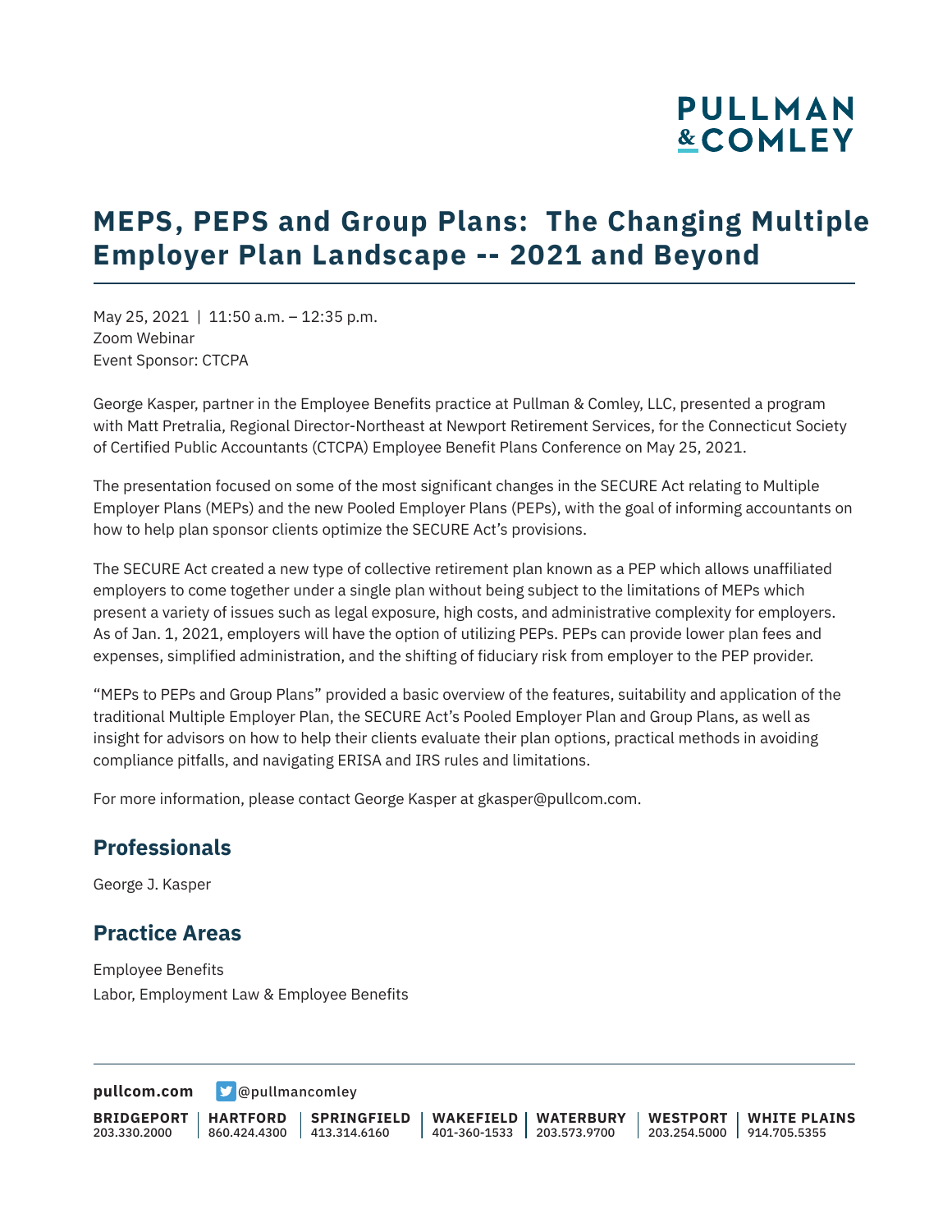# MEPS, PEPS and Group Plans: The Changing Multiple Employer Plan Landscape -- 2021 and Beyond

May 25, 2021 | 11:50 a.m. – 12:35 p.m.
Zoom Webinar
Event Sponsor: CTCPA

George Kasper, partner in the Employee Benefits practice at Pullman & Comley, LLC, presented a program with Matt Pretralia, Regional Director-Northeast at Newport Retirement Services, for the Connecticut Society of Certified Public Accountants (CTCPA) Employee Benefit Plans Conference on May 25, 2021.

The presentation focused on some of the most significant changes in the SECURE Act relating to Multiple Employer Plans (MEPs) and the new Pooled Employer Plans (PEPs), with the goal of informing accountants on how to help plan sponsor clients optimize the SECURE Act's provisions.

The SECURE Act created a new type of collective retirement plan known as a PEP which allows unaffiliated employers to come together under a single plan without being subject to the limitations of MEPs which present a variety of issues such as legal exposure, high costs, and administrative complexity for employers. As of Jan. 1, 2021, employers will have the option of utilizing PEPs. PEPs can provide lower plan fees and expenses, simplified administration, and the shifting of fiduciary risk from employer to the PEP provider.

"MEPs to PEPs and Group Plans" provided a basic overview of the features, suitability and application of the traditional Multiple Employer Plan, the SECURE Act's Pooled Employer Plan and Group Plans, as well as insight for advisors on how to help their clients evaluate their plan options, practical methods in avoiding compliance pitfalls, and navigating ERISA and IRS rules and limitations.

For more information, please contact George Kasper at gkasper@pullcom.com.

## Professionals

George J. Kasper

## Practice Areas

Employee Benefits
Labor, Employment Law & Employee Benefits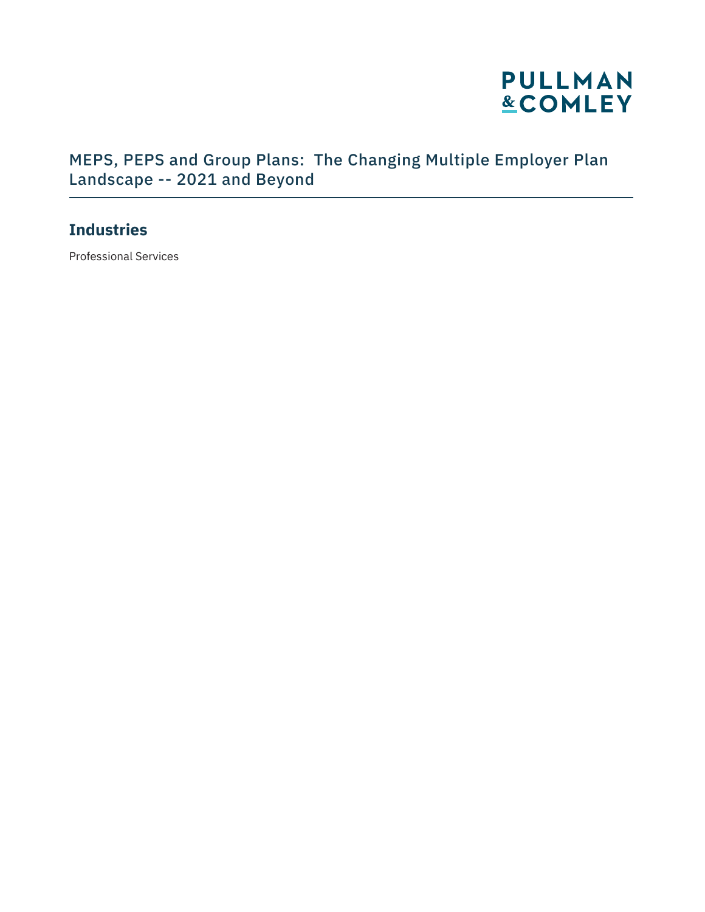MEPS, PEPS and Group Plans:  The Changing Multiple Employer Plan Landscape -- 2021 and Beyond

## Industries

Professional Services